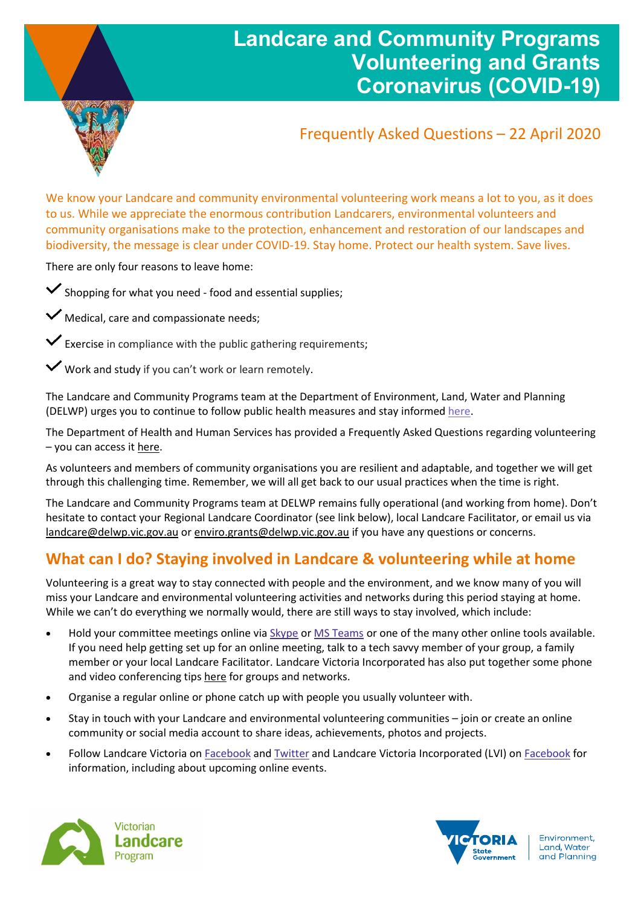# Landcare and Community Programs Volunteering and Grants Coronavirus (COVID-19)

## Frequently Asked Questions – 22 April 2020

We know your Landcare and community environmental volunteering work means a lot to you, as it does to us. While we appreciate the enormous contribution Landcarers, environmental volunteers and community organisations make to the protection, enhancement and restoration of our landscapes and biodiversity, the message is clear under COVID-19. Stay home. Protect our health system. Save lives.

There are only four reasons to leave home:

- ✓ Shopping for what you need - food and essential supplies;
- ✓ Medical, care and compassionate needs;
- ✓ Exercise in compliance with the public gathering requirements;
- ✓ Work and study if you can't work or learn remotely.

The Landcare and Community Programs team at the Department of Environment, Land, Water and Planning (DELWP) urges you to continue to follow public health measures and stay informed here.

The Department of Health and Human Services has provided a Frequently Asked Questions regarding volunteering – you can access it here.

As volunteers and members of community organisations you are resilient and adaptable, and together we will get through this challenging time. Remember, we will all get back to our usual practices when the time is right.

The Landcare and Community Programs team at DELWP remains fully operational (and working from home). Don't hesitate to contact your Regional Landcare Coordinator (see link below), local Landcare Facilitator, or email us via landcare@delwp.vic.gov.au or enviro.grants@delwp.vic.gov.au if you have any questions or concerns.

## What can I do? Staying involved in Landcare & volunteering while at home

Volunteering is a great way to stay connected with people and the environment, and we know many of you will miss your Landcare and environmental volunteering activities and networks during this period staying at home. While we can't do everything we normally would, there are still ways to stay involved, which include:

- Hold your committee meetings online via Skype or MS Teams or one of the many other online tools available. If you need help getting set up for an online meeting, talk to a tech savvy member of your group, a family member or your local Landcare Facilitator. Landcare Victoria Incorporated has also put together some phone and video conferencing tips here for groups and networks.
- Organise a regular online or phone catch up with people you usually volunteer with.
- Stay in touch with your Landcare and environmental volunteering communities – join or create an online community or social media account to share ideas, achievements, photos and projects.
- Follow Landcare Victoria on Facebook and Twitter and Landcare Victoria Incorporated (LVI) on Facebook for information, including about upcoming online events.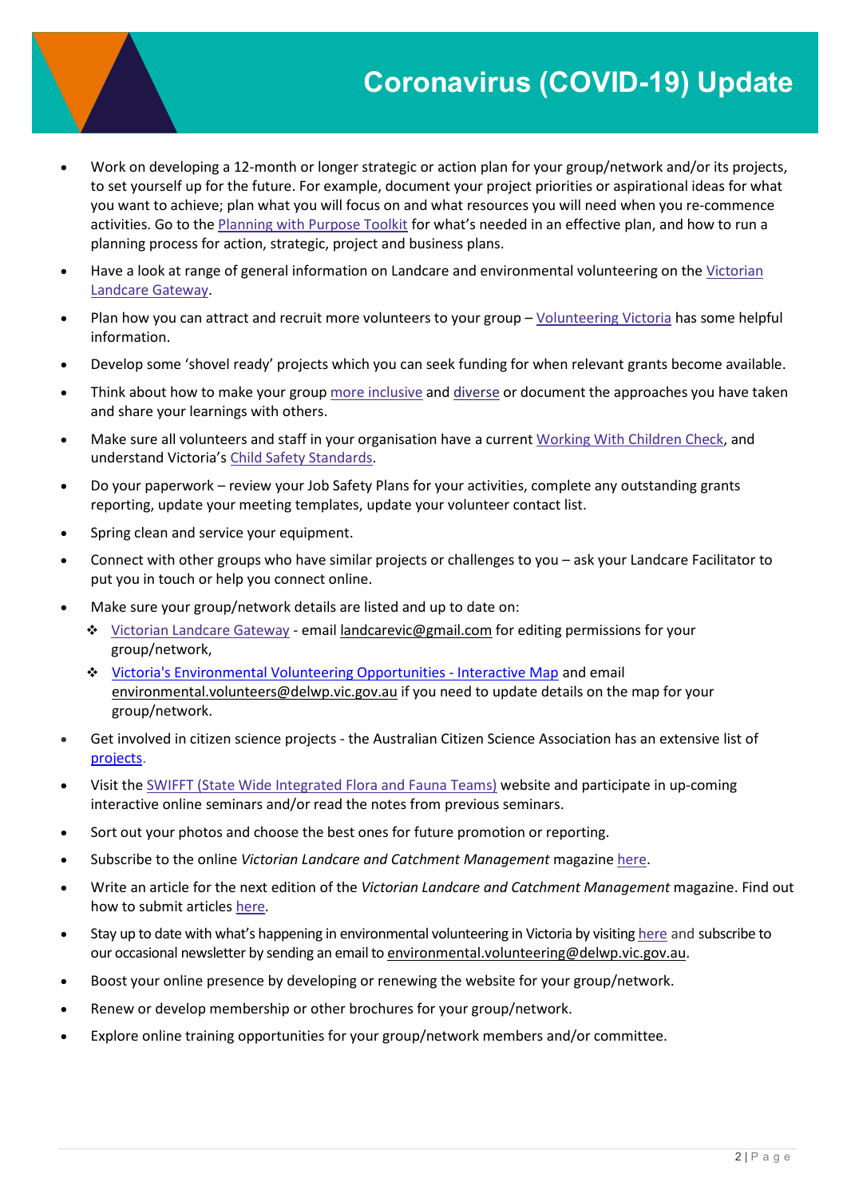# Coronavirus (COVID-19) Update

- Work on developing a 12-month or longer strategic or action plan for your group/network and/or its projects, to set yourself up for the future. For example, document your project priorities or aspirational ideas for what you want to achieve; plan what you will focus on and what resources you will need when you re-commence activities. Go to the Planning with Purpose Toolkit for what's needed in an effective plan, and how to run a planning process for action, strategic, project and business plans.
- Have a look at range of general information on Landcare and environmental volunteering on the Victorian Landcare Gateway.
- Plan how you can attract and recruit more volunteers to your group – Volunteering Victoria has some helpful information.
- Develop some 'shovel ready' projects which you can seek funding for when relevant grants become available.
- Think about how to make your group more inclusive and diverse or document the approaches you have taken and share your learnings with others.
- Make sure all volunteers and staff in your organisation have a current Working With Children Check, and understand Victoria's Child Safety Standards.
- Do your paperwork – review your Job Safety Plans for your activities, complete any outstanding grants reporting, update your meeting templates, update your volunteer contact list.
- Spring clean and service your equipment.
- Connect with other groups who have similar projects or challenges to you – ask your Landcare Facilitator to put you in touch or help you connect online.
- Make sure your group/network details are listed and up to date on:
  - Victorian Landcare Gateway - email landcarevic@gmail.com for editing permissions for your group/network,
  - Victoria's Environmental Volunteering Opportunities - Interactive Map and email environmental.volunteers@delwp.vic.gov.au if you need to update details on the map for your group/network.
- Get involved in citizen science projects - the Australian Citizen Science Association has an extensive list of projects.
- Visit the SWIFFT (State Wide Integrated Flora and Fauna Teams) website and participate in up-coming interactive online seminars and/or read the notes from previous seminars.
- Sort out your photos and choose the best ones for future promotion or reporting.
- Subscribe to the online *Victorian Landcare and Catchment Management* magazine here.
- Write an article for the next edition of the *Victorian Landcare and Catchment Management* magazine. Find out how to submit articles here.
- Stay up to date with what's happening in environmental volunteering in Victoria by visiting here and subscribe to our occasional newsletter by sending an email to environmental.volunteering@delwp.vic.gov.au.
- Boost your online presence by developing or renewing the website for your group/network.
- Renew or develop membership or other brochures for your group/network.
- Explore online training opportunities for your group/network members and/or committee.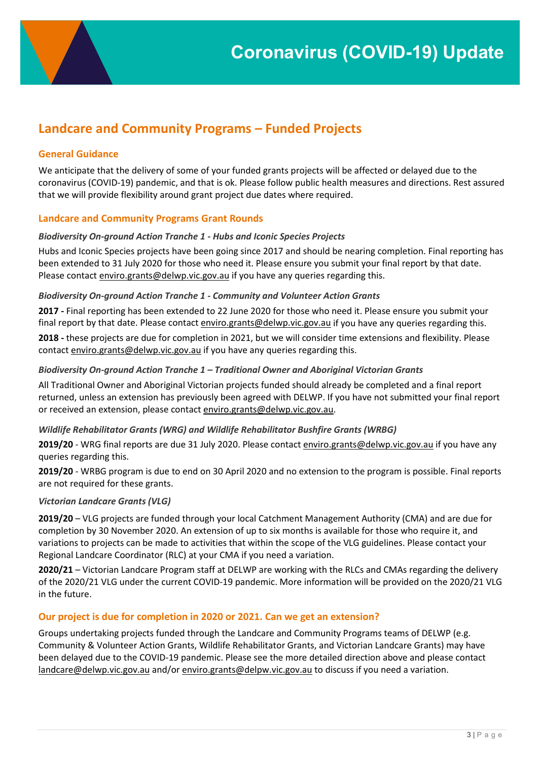# Coronavirus (COVID-19) Update

## Landcare and Community Programs – Funded Projects

### General Guidance

We anticipate that the delivery of some of your funded grants projects will be affected or delayed due to the coronavirus (COVID-19) pandemic, and that is ok. Please follow public health measures and directions. Rest assured that we will provide flexibility around grant project due dates where required.

### Landcare and Community Programs Grant Rounds

***Biodiversity On-ground Action Tranche 1 - Hubs and Iconic Species Projects***

Hubs and Iconic Species projects have been going since 2017 and should be nearing completion. Final reporting has been extended to 31 July 2020 for those who need it. Please ensure you submit your final report by that date. Please contact enviro.grants@delwp.vic.gov.au if you have any queries regarding this.

***Biodiversity On-ground Action Tranche 1 - Community and Volunteer Action Grants***

**2017 -** Final reporting has been extended to 22 June 2020 for those who need it. Please ensure you submit your final report by that date. Please contact enviro.grants@delwp.vic.gov.au if you have any queries regarding this.

**2018 -** these projects are due for completion in 2021, but we will consider time extensions and flexibility. Please contact enviro.grants@delwp.vic.gov.au if you have any queries regarding this.

***Biodiversity On-ground Action Tranche 1 – Traditional Owner and Aboriginal Victorian Grants***

All Traditional Owner and Aboriginal Victorian projects funded should already be completed and a final report returned, unless an extension has previously been agreed with DELWP. If you have not submitted your final report or received an extension, please contact enviro.grants@delwp.vic.gov.au.

*Wildlife Rehabilitator Grants (WRG) and Wildlife Rehabilitator Bushfire Grants (WRBG)*

**2019/20** - WRG final reports are due 31 July 2020. Please contact enviro.grants@delwp.vic.gov.au if you have any queries regarding this.

**2019/20** - WRBG program is due to end on 30 April 2020 and no extension to the program is possible. Final reports are not required for these grants.

*Victorian Landcare Grants (VLG)*

**2019/20** – VLG projects are funded through your local Catchment Management Authority (CMA) and are due for completion by 30 November 2020. An extension of up to six months is available for those who require it, and variations to projects can be made to activities that within the scope of the VLG guidelines. Please contact your Regional Landcare Coordinator (RLC) at your CMA if you need a variation.

**2020/21** – Victorian Landcare Program staff at DELWP are working with the RLCs and CMAs regarding the delivery of the 2020/21 VLG under the current COVID-19 pandemic. More information will be provided on the 2020/21 VLG in the future.

### Our project is due for completion in 2020 or 2021. Can we get an extension?

Groups undertaking projects funded through the Landcare and Community Programs teams of DELWP (e.g. Community & Volunteer Action Grants, Wildlife Rehabilitator Grants, and Victorian Landcare Grants) may have been delayed due to the COVID-19 pandemic. Please see the more detailed direction above and please contact landcare@delwp.vic.gov.au and/or enviro.grants@delpw.vic.gov.au to discuss if you need a variation.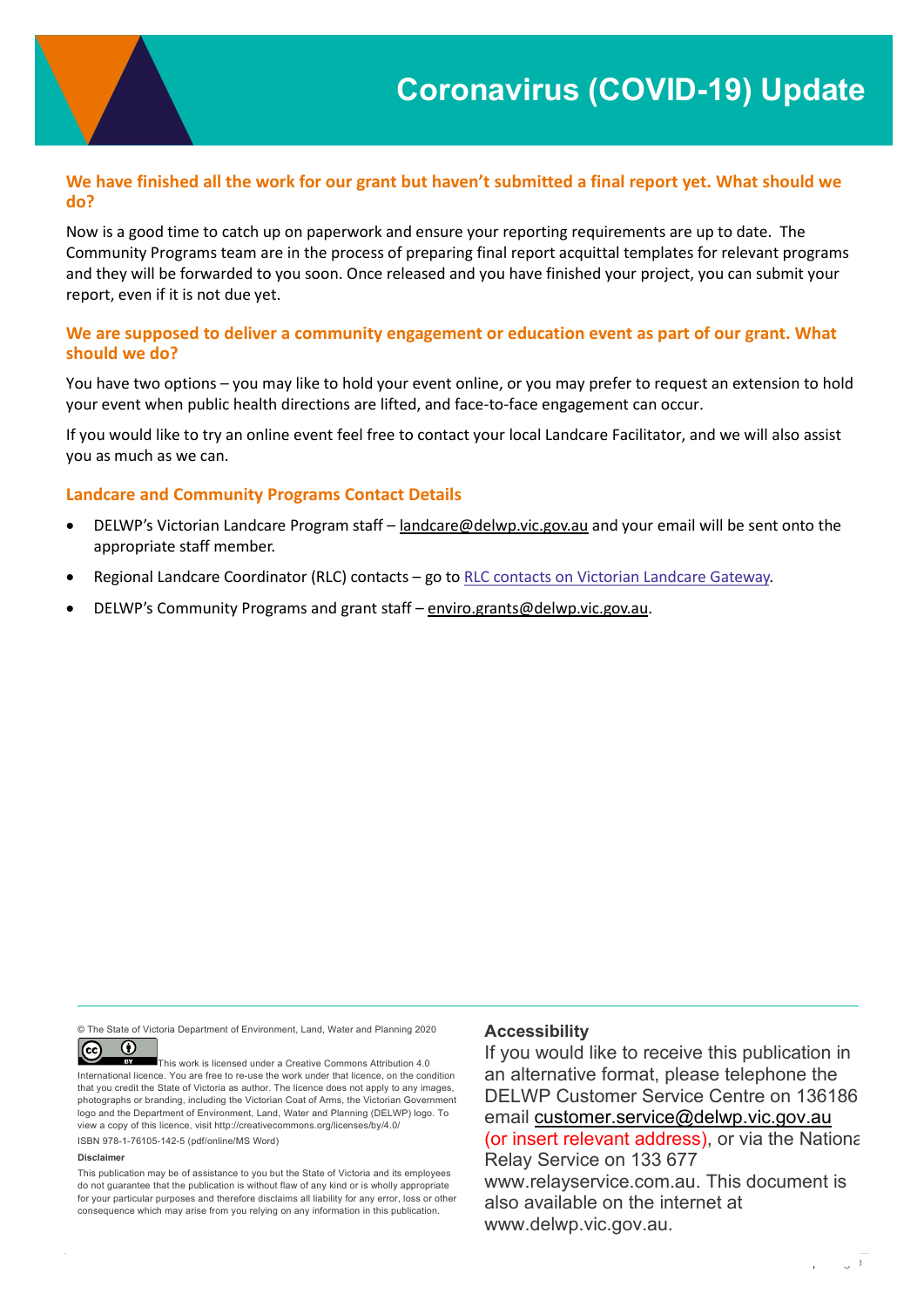# Coronavirus (COVID-19) Update

### We have finished all the work for our grant but haven't submitted a final report yet. What should we do?

Now is a good time to catch up on paperwork and ensure your reporting requirements are up to date. The Community Programs team are in the process of preparing final report acquittal templates for relevant programs and they will be forwarded to you soon. Once released and you have finished your project, you can submit your report, even if it is not due yet.

### We are supposed to deliver a community engagement or education event as part of our grant. What should we do?

You have two options – you may like to hold your event online, or you may prefer to request an extension to hold your event when public health directions are lifted, and face-to-face engagement can occur.

If you would like to try an online event feel free to contact your local Landcare Facilitator, and we will also assist you as much as we can.

### Landcare and Community Programs Contact Details

- DELWP's Victorian Landcare Program staff – landcare@delwp.vic.gov.au and your email will be sent onto the appropriate staff member.
- Regional Landcare Coordinator (RLC) contacts – go to RLC contacts on Victorian Landcare Gateway.
- DELWP's Community Programs and grant staff – enviro.grants@delwp.vic.gov.au.

© The State of Victoria Department of Environment, Land, Water and Planning 2020

This work is licensed under a Creative Commons Attribution 4.0 International licence. You are free to re-use the work under that licence, on the condition that you credit the State of Victoria as author. The licence does not apply to any images, photographs or branding, including the Victorian Coat of Arms, the Victorian Government logo and the Department of Environment, Land, Water and Planning (DELWP) logo. To view a copy of this licence, visit http://creativecommons.org/licenses/by/4.0/

ISBN 978-1-76105-142-5 (pdf/online/MS Word)

**Disclaimer**

This publication may be of assistance to you but the State of Victoria and its employees do not guarantee that the publication is without flaw of any kind or is wholly appropriate for your particular purposes and therefore disclaims all liability for any error, loss or other consequence which may arise from you relying on any information in this publication.

**Accessibility**

If you would like to receive this publication in an alternative format, please telephone the DELWP Customer Service Centre on 136186 email customer.service@delwp.vic.gov.au (or insert relevant address), or via the Nationa Relay Service on 133 677 www.relayservice.com.au. This document is also available on the internet at www.delwp.vic.gov.au.